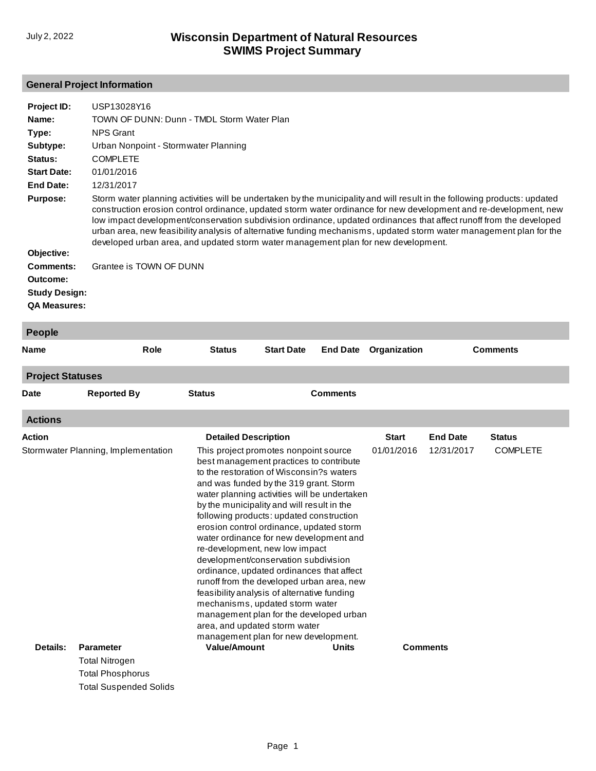July 2, 2022

# Wisconsin Department of Natural Resources
# SWIMS Project Summary

## General Project Information

**Project ID:** USP13028Y16

**Name:** TOWN OF DUNN: Dunn - TMDL Storm Water Plan

**Type:** NPS Grant

**Subtype:** Urban Nonpoint - Stormwater Planning

**Status:** COMPLETE

**Start Date:** 01/01/2016

**End Date:** 12/31/2017

**Purpose:** Storm water planning activities will be undertaken by the municipality and will result in the following products: updated construction erosion control ordinance, updated storm water ordinance for new development and re-development, new low impact development/conservation subdivision ordinance, updated ordinances that affect runoff from the developed urban area, new feasibility analysis of alternative funding mechanisms, updated storm water management plan for the developed urban area, and updated storm water management plan for new development.

**Objective:**

**Comments:** Grantee is TOWN OF DUNN

**Outcome:**

**Study Design:**

**QA Measures:**

## People

| Name | Role | Status | Start Date | End Date | Organization | Comments |
|---|---|---|---|---|---|---|

## Project Statuses

| Date | Reported By | Status | Comments |
|---|---|---|---|

## Actions

| Action | Detailed Description | Start | End Date | Status |
|---|---|---|---|---|
| Stormwater Planning, Implementation | This project promotes nonpoint source best management practices to contribute to the restoration of Wisconsin?s waters and was funded by the 319 grant. Storm water planning activities will be undertaken by the municipality and will result in the following products: updated construction erosion control ordinance, updated storm water ordinance for new development and re-development, new low impact development/conservation subdivision ordinance, updated ordinances that affect runoff from the developed urban area, new feasibility analysis of alternative funding mechanisms, updated storm water management plan for the developed urban area, and updated storm water management plan for new development. | 01/01/2016 | 12/31/2017 | COMPLETE |

**Details:**

| Parameter | Value/Amount | Units | Comments |
|---|---|---|---|
| Total Nitrogen | | | |
| Total Phosphorus | | | |
| Total Suspended Solids | | | |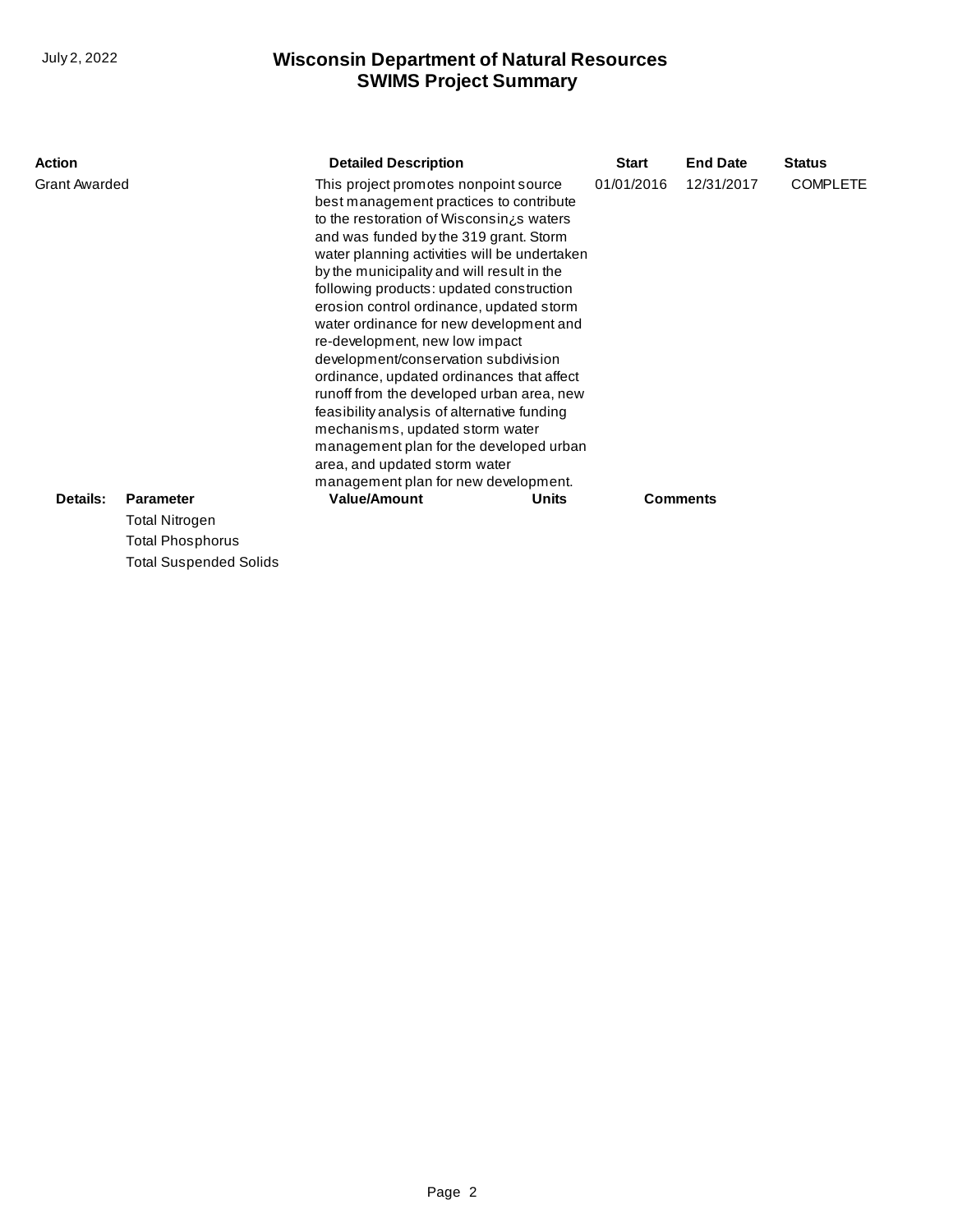| Action | Detailed Description | Start | End Date | Status |
|---|---|---|---|---|
| Grant Awarded | This project promotes nonpoint source best management practices to contribute to the restoration of Wisconsin¿s waters and was funded by the 319 grant. Storm water planning activities will be undertaken by the municipality and will result in the following products: updated construction erosion control ordinance, updated storm water ordinance for new development and re-development, new low impact development/conservation subdivision ordinance, updated ordinances that affect runoff from the developed urban area, new feasibility analysis of alternative funding mechanisms, updated storm water management plan for the developed urban area, and updated storm water management plan for new development. | 01/01/2016 | 12/31/2017 | COMPLETE |

**Details:**

| Parameter | Value/Amount | Units | Comments |
|---|---|---|---|
| Total Nitrogen | | | |
| Total Phosphorus | | | |
| Total Suspended Solids | | | |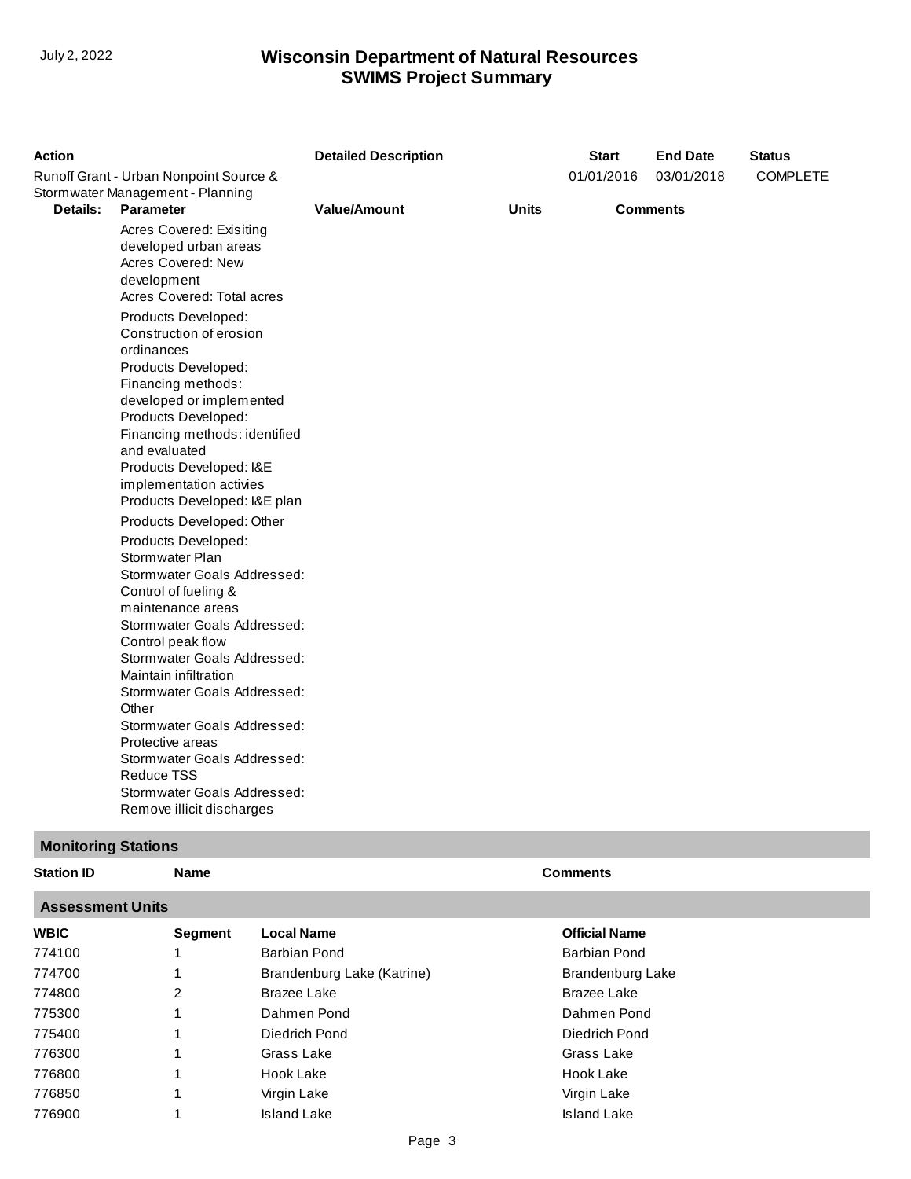| Action | | Detailed Description | | Start | End Date | Status |
|---|---|---|---|---|---|---|
| Runoff Grant - Urban Nonpoint Source & Stormwater Management - Planning | | | | 01/01/2016 | 03/01/2018 | COMPLETE |
| **Details:** | **Parameter** | **Value/Amount** | **Units** | **Comments** | | |
| | Acres Covered: Exisiting developed urban areas | | | | | |
| | Acres Covered: New development | | | | | |
| | Acres Covered: Total acres | | | | | |
| | Products Developed: Construction of erosion ordinances | | | | | |
| | Products Developed: Financing methods: developed or implemented | | | | | |
| | Products Developed: Financing methods: identified and evaluated | | | | | |
| | Products Developed: I&E implementation activies | | | | | |
| | Products Developed: I&E plan | | | | | |
| | Products Developed: Other | | | | | |
| | Products Developed: Stormwater Plan | | | | | |
| | Stormwater Goals Addressed: Control of fueling & maintenance areas | | | | | |
| | Stormwater Goals Addressed: Control peak flow | | | | | |
| | Stormwater Goals Addressed: Maintain infiltration | | | | | |
| | Stormwater Goals Addressed: Other | | | | | |
| | Stormwater Goals Addressed: Protective areas | | | | | |
| | Stormwater Goals Addressed: Reduce TSS | | | | | |
| | Stormwater Goals Addressed: Remove illicit discharges | | | | | |

## Monitoring Stations

| Station ID | Name | Comments |
|---|---|---|

## Assessment Units

| WBIC | Segment | Local Name | Official Name |
|---|---|---|---|
| 774100 | 1 | Barbian Pond | Barbian Pond |
| 774700 | 1 | Brandenburg Lake (Katrine) | Brandenburg Lake |
| 774800 | 2 | Brazee Lake | Brazee Lake |
| 775300 | 1 | Dahmen Pond | Dahmen Pond |
| 775400 | 1 | Diedrich Pond | Diedrich Pond |
| 776300 | 1 | Grass Lake | Grass Lake |
| 776800 | 1 | Hook Lake | Hook Lake |
| 776850 | 1 | Virgin Lake | Virgin Lake |
| 776900 | 1 | Island Lake | Island Lake |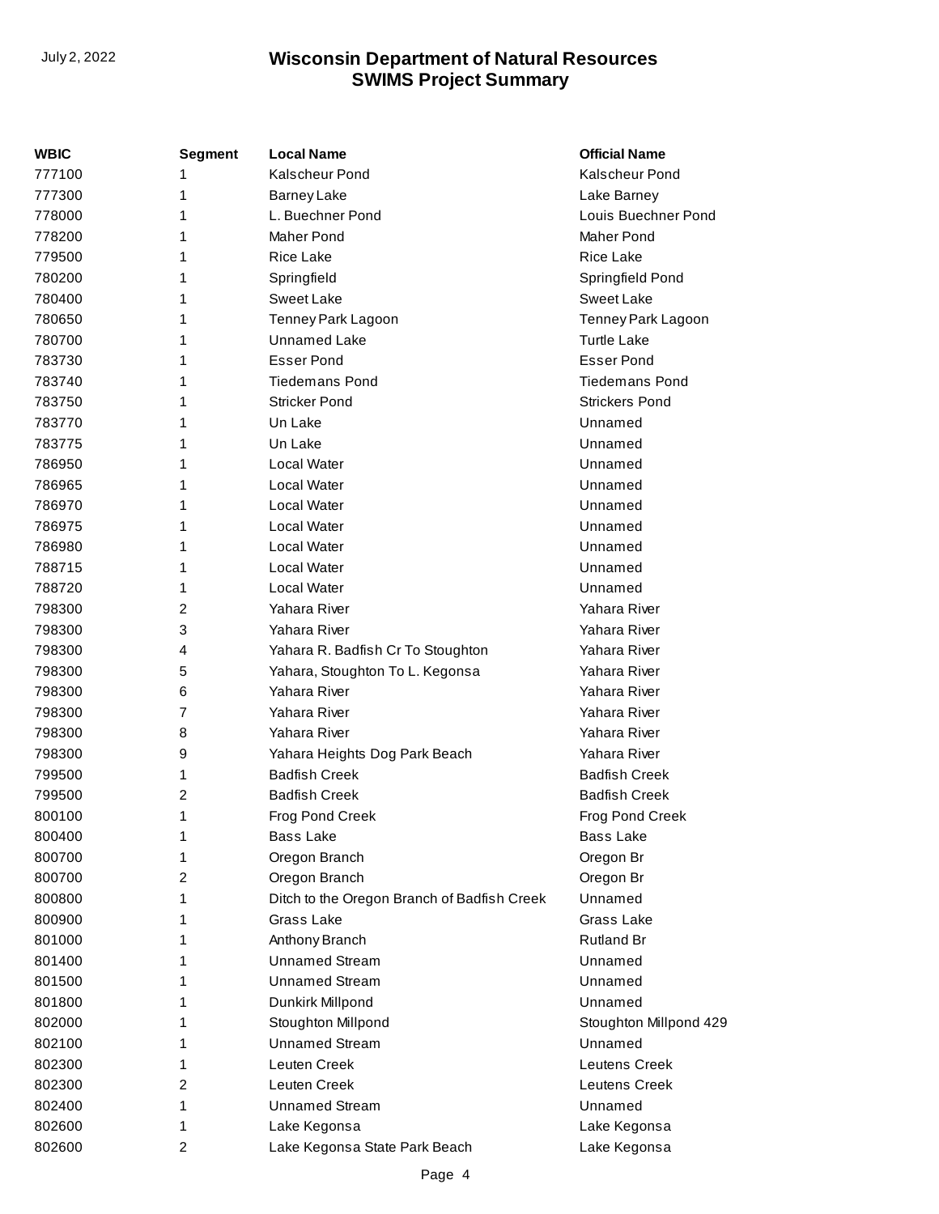| WBIC | Segment | Local Name | Official Name |
|---|---|---|---|
| 777100 | 1 | Kalscheur Pond | Kalscheur Pond |
| 777300 | 1 | Barney Lake | Lake Barney |
| 778000 | 1 | L. Buechner Pond | Louis Buechner Pond |
| 778200 | 1 | Maher Pond | Maher Pond |
| 779500 | 1 | Rice Lake | Rice Lake |
| 780200 | 1 | Springfield | Springfield Pond |
| 780400 | 1 | Sweet Lake | Sweet Lake |
| 780650 | 1 | Tenney Park Lagoon | Tenney Park Lagoon |
| 780700 | 1 | Unnamed Lake | Turtle Lake |
| 783730 | 1 | Esser Pond | Esser Pond |
| 783740 | 1 | Tiedemans Pond | Tiedemans Pond |
| 783750 | 1 | Stricker Pond | Strickers Pond |
| 783770 | 1 | Un Lake | Unnamed |
| 783775 | 1 | Un Lake | Unnamed |
| 786950 | 1 | Local Water | Unnamed |
| 786965 | 1 | Local Water | Unnamed |
| 786970 | 1 | Local Water | Unnamed |
| 786975 | 1 | Local Water | Unnamed |
| 786980 | 1 | Local Water | Unnamed |
| 788715 | 1 | Local Water | Unnamed |
| 788720 | 1 | Local Water | Unnamed |
| 798300 | 2 | Yahara River | Yahara River |
| 798300 | 3 | Yahara River | Yahara River |
| 798300 | 4 | Yahara R. Badfish Cr To Stoughton | Yahara River |
| 798300 | 5 | Yahara, Stoughton To L. Kegonsa | Yahara River |
| 798300 | 6 | Yahara River | Yahara River |
| 798300 | 7 | Yahara River | Yahara River |
| 798300 | 8 | Yahara River | Yahara River |
| 798300 | 9 | Yahara Heights Dog Park Beach | Yahara River |
| 799500 | 1 | Badfish Creek | Badfish Creek |
| 799500 | 2 | Badfish Creek | Badfish Creek |
| 800100 | 1 | Frog Pond Creek | Frog Pond Creek |
| 800400 | 1 | Bass Lake | Bass Lake |
| 800700 | 1 | Oregon Branch | Oregon Br |
| 800700 | 2 | Oregon Branch | Oregon Br |
| 800800 | 1 | Ditch to the Oregon Branch of Badfish Creek | Unnamed |
| 800900 | 1 | Grass Lake | Grass Lake |
| 801000 | 1 | Anthony Branch | Rutland Br |
| 801400 | 1 | Unnamed Stream | Unnamed |
| 801500 | 1 | Unnamed Stream | Unnamed |
| 801800 | 1 | Dunkirk Millpond | Unnamed |
| 802000 | 1 | Stoughton Millpond | Stoughton Millpond 429 |
| 802100 | 1 | Unnamed Stream | Unnamed |
| 802300 | 1 | Leuten Creek | Leutens Creek |
| 802300 | 2 | Leuten Creek | Leutens Creek |
| 802400 | 1 | Unnamed Stream | Unnamed |
| 802600 | 1 | Lake Kegonsa | Lake Kegonsa |
| 802600 | 2 | Lake Kegonsa State Park Beach | Lake Kegonsa |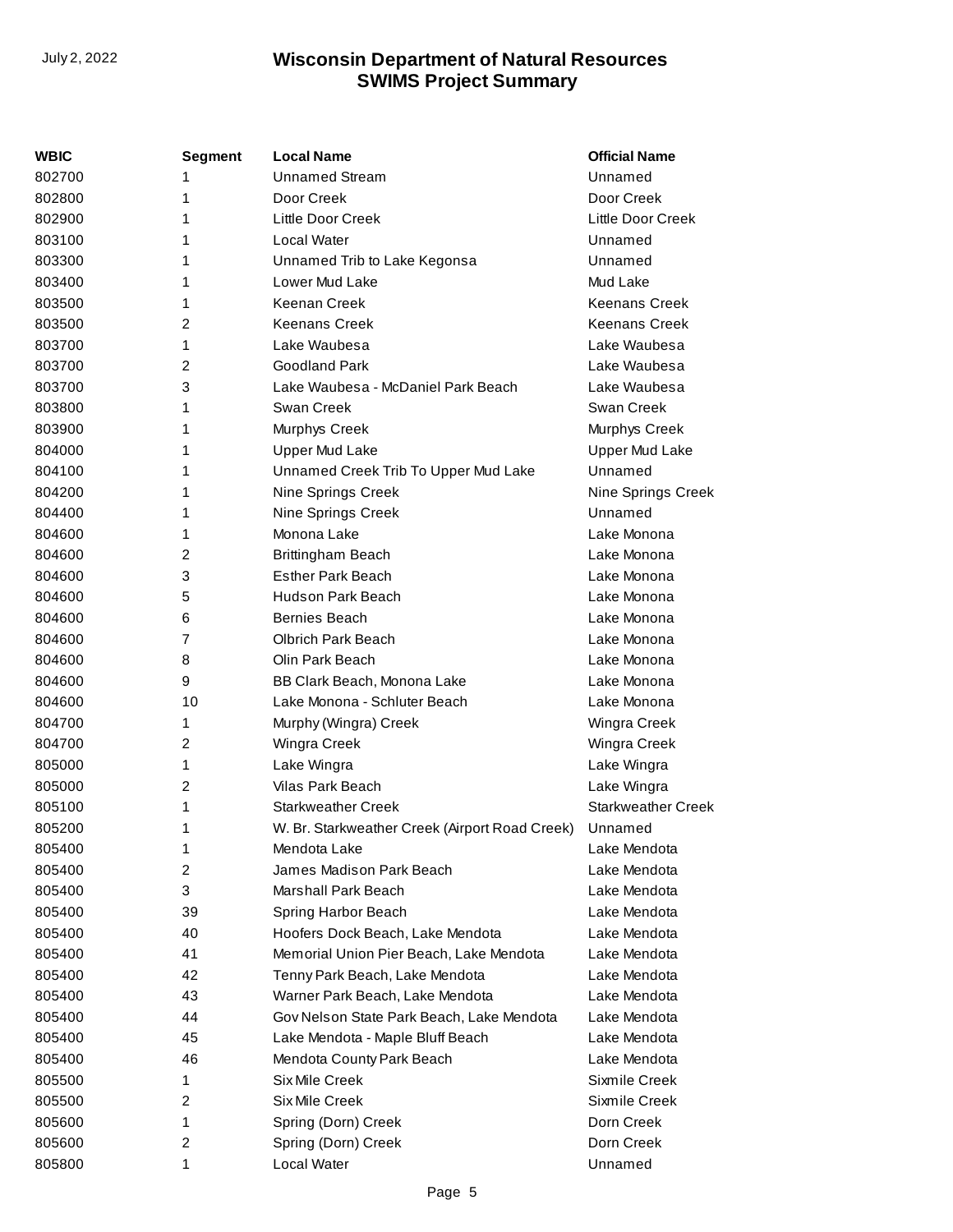| WBIC | Segment | Local Name | Official Name |
|---|---|---|---|
| 802700 | 1 | Unnamed Stream | Unnamed |
| 802800 | 1 | Door Creek | Door Creek |
| 802900 | 1 | Little Door Creek | Little Door Creek |
| 803100 | 1 | Local Water | Unnamed |
| 803300 | 1 | Unnamed Trib to Lake Kegonsa | Unnamed |
| 803400 | 1 | Lower Mud Lake | Mud Lake |
| 803500 | 1 | Keenan Creek | Keenans Creek |
| 803500 | 2 | Keenans Creek | Keenans Creek |
| 803700 | 1 | Lake Waubesa | Lake Waubesa |
| 803700 | 2 | Goodland Park | Lake Waubesa |
| 803700 | 3 | Lake Waubesa - McDaniel Park Beach | Lake Waubesa |
| 803800 | 1 | Swan Creek | Swan Creek |
| 803900 | 1 | Murphys Creek | Murphys Creek |
| 804000 | 1 | Upper Mud Lake | Upper Mud Lake |
| 804100 | 1 | Unnamed Creek Trib To Upper Mud Lake | Unnamed |
| 804200 | 1 | Nine Springs Creek | Nine Springs Creek |
| 804400 | 1 | Nine Springs Creek | Unnamed |
| 804600 | 1 | Monona Lake | Lake Monona |
| 804600 | 2 | Brittingham Beach | Lake Monona |
| 804600 | 3 | Esther Park Beach | Lake Monona |
| 804600 | 5 | Hudson Park Beach | Lake Monona |
| 804600 | 6 | Bernies Beach | Lake Monona |
| 804600 | 7 | Olbrich Park Beach | Lake Monona |
| 804600 | 8 | Olin Park Beach | Lake Monona |
| 804600 | 9 | BB Clark Beach, Monona Lake | Lake Monona |
| 804600 | 10 | Lake Monona - Schluter Beach | Lake Monona |
| 804700 | 1 | Murphy (Wingra) Creek | Wingra Creek |
| 804700 | 2 | Wingra Creek | Wingra Creek |
| 805000 | 1 | Lake Wingra | Lake Wingra |
| 805000 | 2 | Vilas Park Beach | Lake Wingra |
| 805100 | 1 | Starkweather Creek | Starkweather Creek |
| 805200 | 1 | W. Br. Starkweather Creek (Airport Road Creek) | Unnamed |
| 805400 | 1 | Mendota Lake | Lake Mendota |
| 805400 | 2 | James Madison Park Beach | Lake Mendota |
| 805400 | 3 | Marshall Park Beach | Lake Mendota |
| 805400 | 39 | Spring Harbor Beach | Lake Mendota |
| 805400 | 40 | Hoofers Dock Beach, Lake Mendota | Lake Mendota |
| 805400 | 41 | Memorial Union Pier Beach, Lake Mendota | Lake Mendota |
| 805400 | 42 | Tenny Park Beach, Lake Mendota | Lake Mendota |
| 805400 | 43 | Warner Park Beach, Lake Mendota | Lake Mendota |
| 805400 | 44 | Gov Nelson State Park Beach, Lake Mendota | Lake Mendota |
| 805400 | 45 | Lake Mendota - Maple Bluff Beach | Lake Mendota |
| 805400 | 46 | Mendota County Park Beach | Lake Mendota |
| 805500 | 1 | Six Mile Creek | Sixmile Creek |
| 805500 | 2 | Six Mile Creek | Sixmile Creek |
| 805600 | 1 | Spring (Dorn) Creek | Dorn Creek |
| 805600 | 2 | Spring (Dorn) Creek | Dorn Creek |
| 805800 | 1 | Local Water | Unnamed |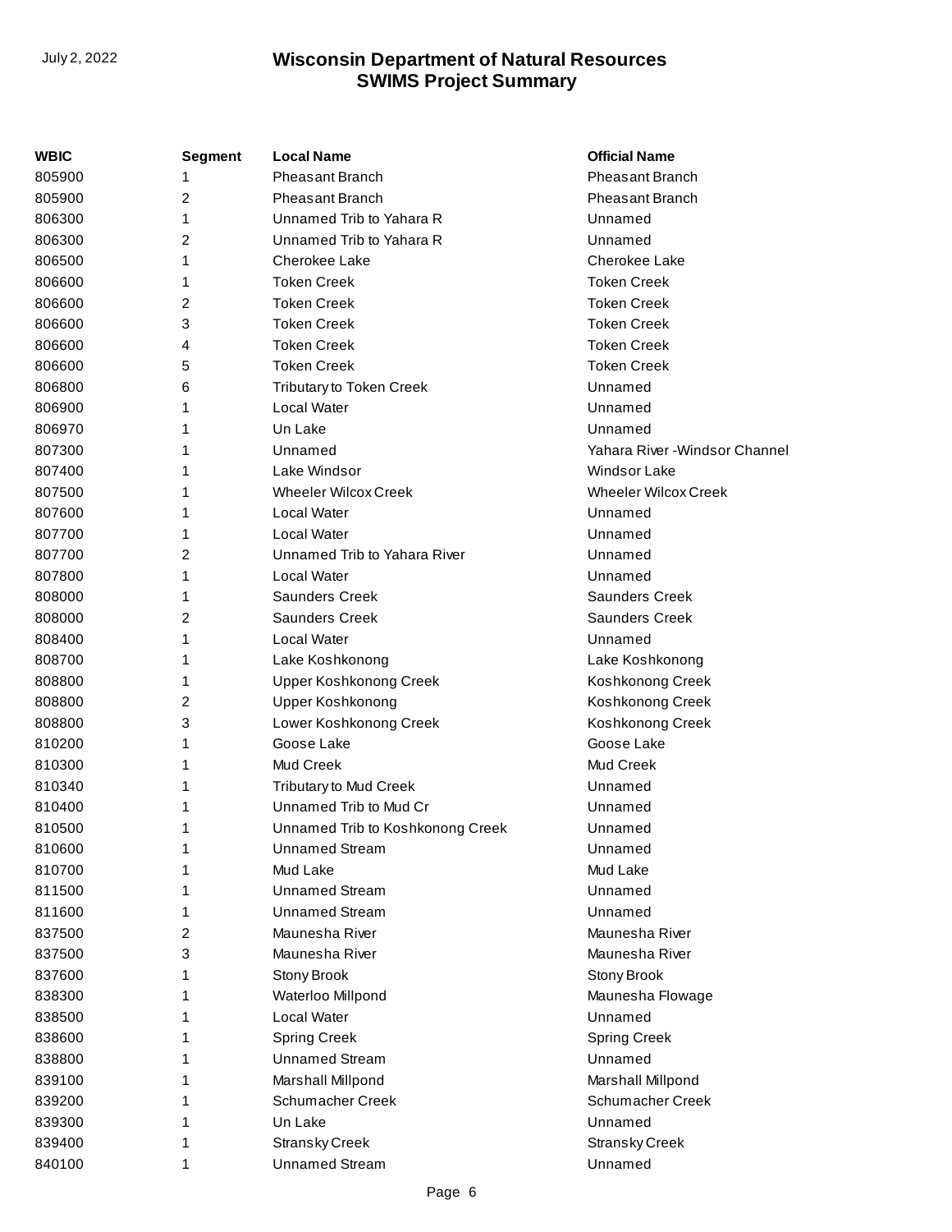| WBIC | Segment | Local Name | Official Name |
| --- | --- | --- | --- |
| 805900 | 1 | Pheasant Branch | Pheasant Branch |
| 805900 | 2 | Pheasant Branch | Pheasant Branch |
| 806300 | 1 | Unnamed Trib to Yahara R | Unnamed |
| 806300 | 2 | Unnamed Trib to Yahara R | Unnamed |
| 806500 | 1 | Cherokee Lake | Cherokee Lake |
| 806600 | 1 | Token Creek | Token Creek |
| 806600 | 2 | Token Creek | Token Creek |
| 806600 | 3 | Token Creek | Token Creek |
| 806600 | 4 | Token Creek | Token Creek |
| 806600 | 5 | Token Creek | Token Creek |
| 806800 | 6 | Tributary to Token Creek | Unnamed |
| 806900 | 1 | Local Water | Unnamed |
| 806970 | 1 | Un Lake | Unnamed |
| 807300 | 1 | Unnamed | Yahara River -Windsor Channel |
| 807400 | 1 | Lake Windsor | Windsor Lake |
| 807500 | 1 | Wheeler Wilcox Creek | Wheeler Wilcox Creek |
| 807600 | 1 | Local Water | Unnamed |
| 807700 | 1 | Local Water | Unnamed |
| 807700 | 2 | Unnamed Trib to Yahara River | Unnamed |
| 807800 | 1 | Local Water | Unnamed |
| 808000 | 1 | Saunders Creek | Saunders Creek |
| 808000 | 2 | Saunders Creek | Saunders Creek |
| 808400 | 1 | Local Water | Unnamed |
| 808700 | 1 | Lake Koshkonong | Lake Koshkonong |
| 808800 | 1 | Upper Koshkonong Creek | Koshkonong Creek |
| 808800 | 2 | Upper Koshkonong | Koshkonong Creek |
| 808800 | 3 | Lower Koshkonong Creek | Koshkonong Creek |
| 810200 | 1 | Goose Lake | Goose Lake |
| 810300 | 1 | Mud Creek | Mud Creek |
| 810340 | 1 | Tributary to Mud Creek | Unnamed |
| 810400 | 1 | Unnamed Trib to Mud Cr | Unnamed |
| 810500 | 1 | Unnamed Trib to Koshkonong Creek | Unnamed |
| 810600 | 1 | Unnamed Stream | Unnamed |
| 810700 | 1 | Mud Lake | Mud Lake |
| 811500 | 1 | Unnamed Stream | Unnamed |
| 811600 | 1 | Unnamed Stream | Unnamed |
| 837500 | 2 | Maunesha River | Maunesha River |
| 837500 | 3 | Maunesha River | Maunesha River |
| 837600 | 1 | Stony Brook | Stony Brook |
| 838300 | 1 | Waterloo Millpond | Maunesha Flowage |
| 838500 | 1 | Local Water | Unnamed |
| 838600 | 1 | Spring Creek | Spring Creek |
| 838800 | 1 | Unnamed Stream | Unnamed |
| 839100 | 1 | Marshall Millpond | Marshall Millpond |
| 839200 | 1 | Schumacher Creek | Schumacher Creek |
| 839300 | 1 | Un Lake | Unnamed |
| 839400 | 1 | Stransky Creek | Stransky Creek |
| 840100 | 1 | Unnamed Stream | Unnamed |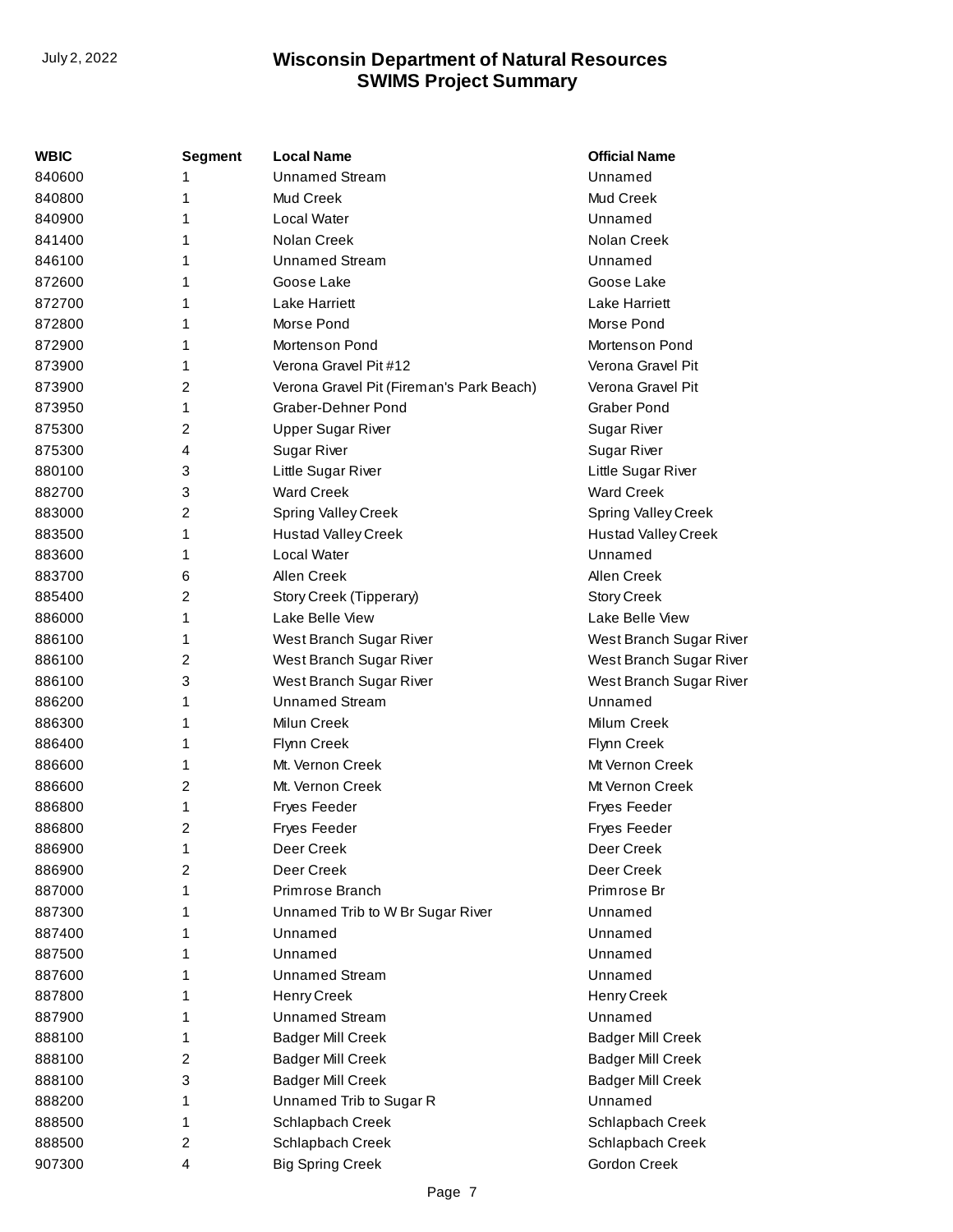| WBIC | Segment | Local Name | Official Name |
|---|---|---|---|
| 840600 | 1 | Unnamed Stream | Unnamed |
| 840800 | 1 | Mud Creek | Mud Creek |
| 840900 | 1 | Local Water | Unnamed |
| 841400 | 1 | Nolan Creek | Nolan Creek |
| 846100 | 1 | Unnamed Stream | Unnamed |
| 872600 | 1 | Goose Lake | Goose Lake |
| 872700 | 1 | Lake Harriett | Lake Harriett |
| 872800 | 1 | Morse Pond | Morse Pond |
| 872900 | 1 | Mortenson Pond | Mortenson Pond |
| 873900 | 1 | Verona Gravel Pit #12 | Verona Gravel Pit |
| 873900 | 2 | Verona Gravel Pit (Fireman's Park Beach) | Verona Gravel Pit |
| 873950 | 1 | Graber-Dehner Pond | Graber Pond |
| 875300 | 2 | Upper Sugar River | Sugar River |
| 875300 | 4 | Sugar River | Sugar River |
| 880100 | 3 | Little Sugar River | Little Sugar River |
| 882700 | 3 | Ward Creek | Ward Creek |
| 883000 | 2 | Spring Valley Creek | Spring Valley Creek |
| 883500 | 1 | Hustad Valley Creek | Hustad Valley Creek |
| 883600 | 1 | Local Water | Unnamed |
| 883700 | 6 | Allen Creek | Allen Creek |
| 885400 | 2 | Story Creek (Tipperary) | Story Creek |
| 886000 | 1 | Lake Belle View | Lake Belle View |
| 886100 | 1 | West Branch Sugar River | West Branch Sugar River |
| 886100 | 2 | West Branch Sugar River | West Branch Sugar River |
| 886100 | 3 | West Branch Sugar River | West Branch Sugar River |
| 886200 | 1 | Unnamed Stream | Unnamed |
| 886300 | 1 | Milun Creek | Milum Creek |
| 886400 | 1 | Flynn Creek | Flynn Creek |
| 886600 | 1 | Mt. Vernon Creek | Mt Vernon Creek |
| 886600 | 2 | Mt. Vernon Creek | Mt Vernon Creek |
| 886800 | 1 | Fryes Feeder | Fryes Feeder |
| 886800 | 2 | Fryes Feeder | Fryes Feeder |
| 886900 | 1 | Deer Creek | Deer Creek |
| 886900 | 2 | Deer Creek | Deer Creek |
| 887000 | 1 | Primrose Branch | Primrose Br |
| 887300 | 1 | Unnamed Trib to W Br Sugar River | Unnamed |
| 887400 | 1 | Unnamed | Unnamed |
| 887500 | 1 | Unnamed | Unnamed |
| 887600 | 1 | Unnamed Stream | Unnamed |
| 887800 | 1 | Henry Creek | Henry Creek |
| 887900 | 1 | Unnamed Stream | Unnamed |
| 888100 | 1 | Badger Mill Creek | Badger Mill Creek |
| 888100 | 2 | Badger Mill Creek | Badger Mill Creek |
| 888100 | 3 | Badger Mill Creek | Badger Mill Creek |
| 888200 | 1 | Unnamed Trib to Sugar R | Unnamed |
| 888500 | 1 | Schlapbach Creek | Schlapbach Creek |
| 888500 | 2 | Schlapbach Creek | Schlapbach Creek |
| 907300 | 4 | Big Spring Creek | Gordon Creek |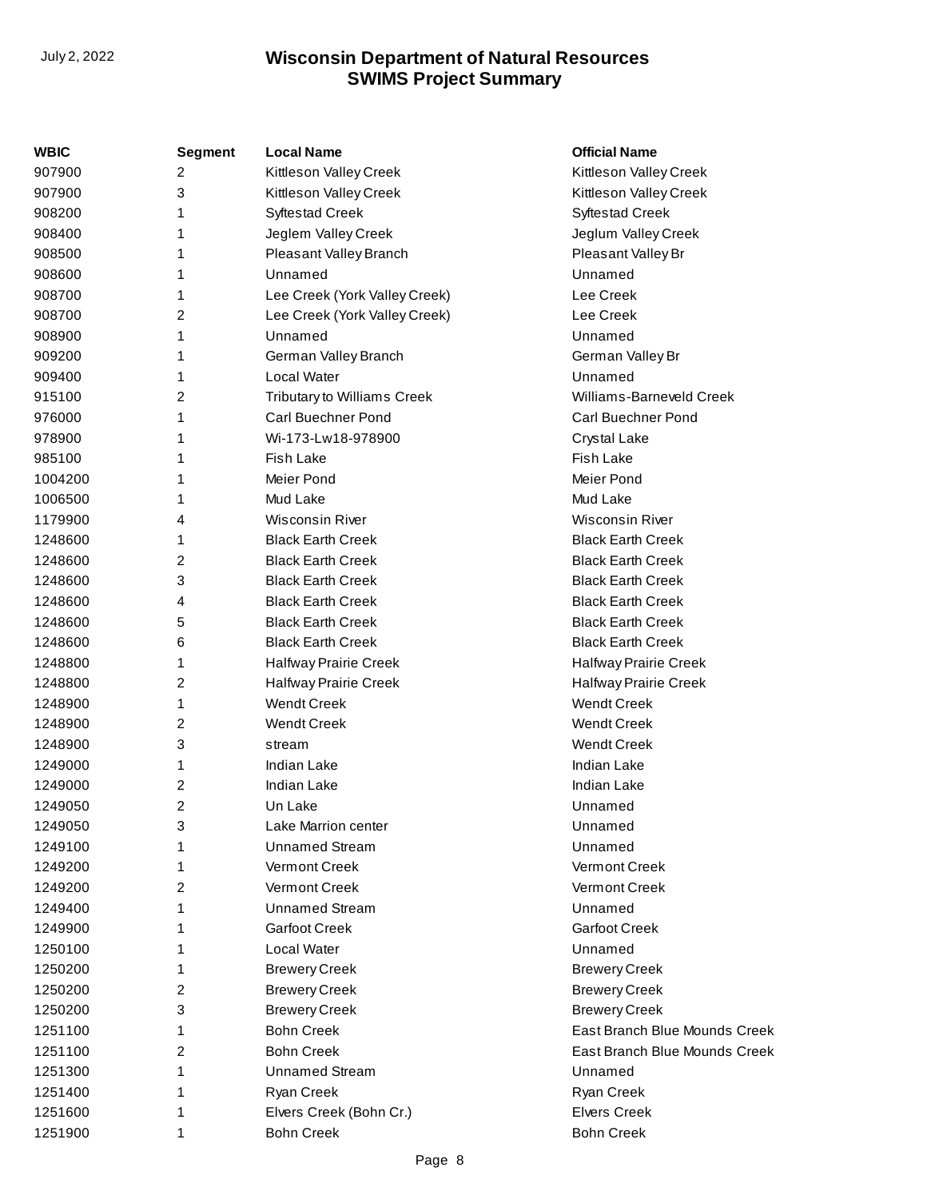| WBIC | Segment | Local Name | Official Name |
|---|---|---|---|
| 907900 | 2 | Kittleson Valley Creek | Kittleson Valley Creek |
| 907900 | 3 | Kittleson Valley Creek | Kittleson Valley Creek |
| 908200 | 1 | Syftestad Creek | Syftestad Creek |
| 908400 | 1 | Jeglem Valley Creek | Jeglum Valley Creek |
| 908500 | 1 | Pleasant Valley Branch | Pleasant Valley Br |
| 908600 | 1 | Unnamed | Unnamed |
| 908700 | 1 | Lee Creek (York Valley Creek) | Lee Creek |
| 908700 | 2 | Lee Creek (York Valley Creek) | Lee Creek |
| 908900 | 1 | Unnamed | Unnamed |
| 909200 | 1 | German Valley Branch | German Valley Br |
| 909400 | 1 | Local Water | Unnamed |
| 915100 | 2 | Tributary to Williams Creek | Williams-Barneveld Creek |
| 976000 | 1 | Carl Buechner Pond | Carl Buechner Pond |
| 978900 | 1 | Wi-173-Lw18-978900 | Crystal Lake |
| 985100 | 1 | Fish Lake | Fish Lake |
| 1004200 | 1 | Meier Pond | Meier Pond |
| 1006500 | 1 | Mud Lake | Mud Lake |
| 1179900 | 4 | Wisconsin River | Wisconsin River |
| 1248600 | 1 | Black Earth Creek | Black Earth Creek |
| 1248600 | 2 | Black Earth Creek | Black Earth Creek |
| 1248600 | 3 | Black Earth Creek | Black Earth Creek |
| 1248600 | 4 | Black Earth Creek | Black Earth Creek |
| 1248600 | 5 | Black Earth Creek | Black Earth Creek |
| 1248600 | 6 | Black Earth Creek | Black Earth Creek |
| 1248800 | 1 | Halfway Prairie Creek | Halfway Prairie Creek |
| 1248800 | 2 | Halfway Prairie Creek | Halfway Prairie Creek |
| 1248900 | 1 | Wendt Creek | Wendt Creek |
| 1248900 | 2 | Wendt Creek | Wendt Creek |
| 1248900 | 3 | stream | Wendt Creek |
| 1249000 | 1 | Indian Lake | Indian Lake |
| 1249000 | 2 | Indian Lake | Indian Lake |
| 1249050 | 2 | Un Lake | Unnamed |
| 1249050 | 3 | Lake Marrion center | Unnamed |
| 1249100 | 1 | Unnamed Stream | Unnamed |
| 1249200 | 1 | Vermont Creek | Vermont Creek |
| 1249200 | 2 | Vermont Creek | Vermont Creek |
| 1249400 | 1 | Unnamed Stream | Unnamed |
| 1249900 | 1 | Garfoot Creek | Garfoot Creek |
| 1250100 | 1 | Local Water | Unnamed |
| 1250200 | 1 | Brewery Creek | Brewery Creek |
| 1250200 | 2 | Brewery Creek | Brewery Creek |
| 1250200 | 3 | Brewery Creek | Brewery Creek |
| 1251100 | 1 | Bohn Creek | East Branch Blue Mounds Creek |
| 1251100 | 2 | Bohn Creek | East Branch Blue Mounds Creek |
| 1251300 | 1 | Unnamed Stream | Unnamed |
| 1251400 | 1 | Ryan Creek | Ryan Creek |
| 1251600 | 1 | Elvers Creek (Bohn Cr.) | Elvers Creek |
| 1251900 | 1 | Bohn Creek | Bohn Creek |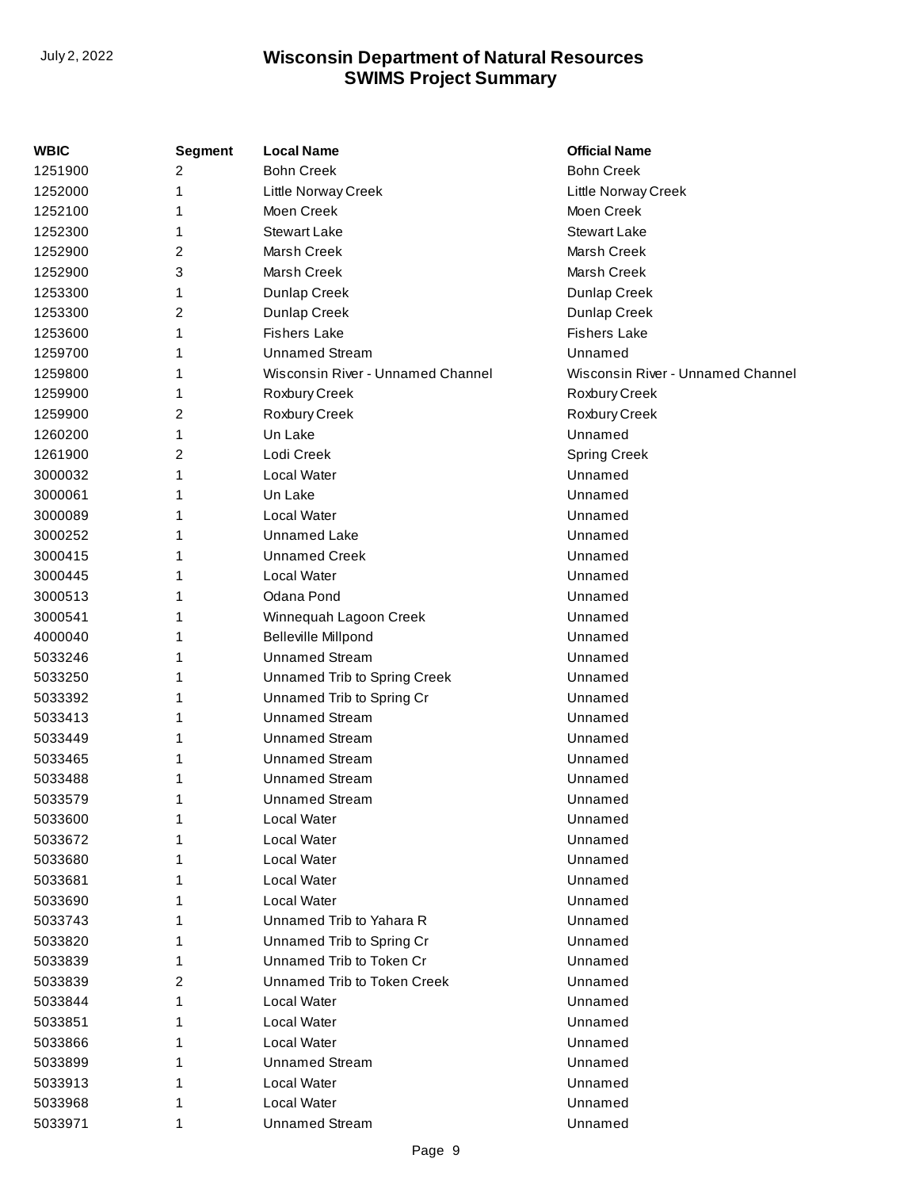| WBIC | Segment | Local Name | Official Name |
| --- | --- | --- | --- |
| 1251900 | 2 | Bohn Creek | Bohn Creek |
| 1252000 | 1 | Little Norway Creek | Little Norway Creek |
| 1252100 | 1 | Moen Creek | Moen Creek |
| 1252300 | 1 | Stewart Lake | Stewart Lake |
| 1252900 | 2 | Marsh Creek | Marsh Creek |
| 1252900 | 3 | Marsh Creek | Marsh Creek |
| 1253300 | 1 | Dunlap Creek | Dunlap Creek |
| 1253300 | 2 | Dunlap Creek | Dunlap Creek |
| 1253600 | 1 | Fishers Lake | Fishers Lake |
| 1259700 | 1 | Unnamed Stream | Unnamed |
| 1259800 | 1 | Wisconsin River - Unnamed Channel | Wisconsin River - Unnamed Channel |
| 1259900 | 1 | Roxbury Creek | Roxbury Creek |
| 1259900 | 2 | Roxbury Creek | Roxbury Creek |
| 1260200 | 1 | Un Lake | Unnamed |
| 1261900 | 2 | Lodi Creek | Spring Creek |
| 3000032 | 1 | Local Water | Unnamed |
| 3000061 | 1 | Un Lake | Unnamed |
| 3000089 | 1 | Local Water | Unnamed |
| 3000252 | 1 | Unnamed Lake | Unnamed |
| 3000415 | 1 | Unnamed Creek | Unnamed |
| 3000445 | 1 | Local Water | Unnamed |
| 3000513 | 1 | Odana Pond | Unnamed |
| 3000541 | 1 | Winnequah Lagoon Creek | Unnamed |
| 4000040 | 1 | Belleville Millpond | Unnamed |
| 5033246 | 1 | Unnamed Stream | Unnamed |
| 5033250 | 1 | Unnamed Trib to Spring Creek | Unnamed |
| 5033392 | 1 | Unnamed Trib to Spring Cr | Unnamed |
| 5033413 | 1 | Unnamed Stream | Unnamed |
| 5033449 | 1 | Unnamed Stream | Unnamed |
| 5033465 | 1 | Unnamed Stream | Unnamed |
| 5033488 | 1 | Unnamed Stream | Unnamed |
| 5033579 | 1 | Unnamed Stream | Unnamed |
| 5033600 | 1 | Local Water | Unnamed |
| 5033672 | 1 | Local Water | Unnamed |
| 5033680 | 1 | Local Water | Unnamed |
| 5033681 | 1 | Local Water | Unnamed |
| 5033690 | 1 | Local Water | Unnamed |
| 5033743 | 1 | Unnamed Trib to Yahara R | Unnamed |
| 5033820 | 1 | Unnamed Trib to Spring Cr | Unnamed |
| 5033839 | 1 | Unnamed Trib to Token Cr | Unnamed |
| 5033839 | 2 | Unnamed Trib to Token Creek | Unnamed |
| 5033844 | 1 | Local Water | Unnamed |
| 5033851 | 1 | Local Water | Unnamed |
| 5033866 | 1 | Local Water | Unnamed |
| 5033899 | 1 | Unnamed Stream | Unnamed |
| 5033913 | 1 | Local Water | Unnamed |
| 5033968 | 1 | Local Water | Unnamed |
| 5033971 | 1 | Unnamed Stream | Unnamed |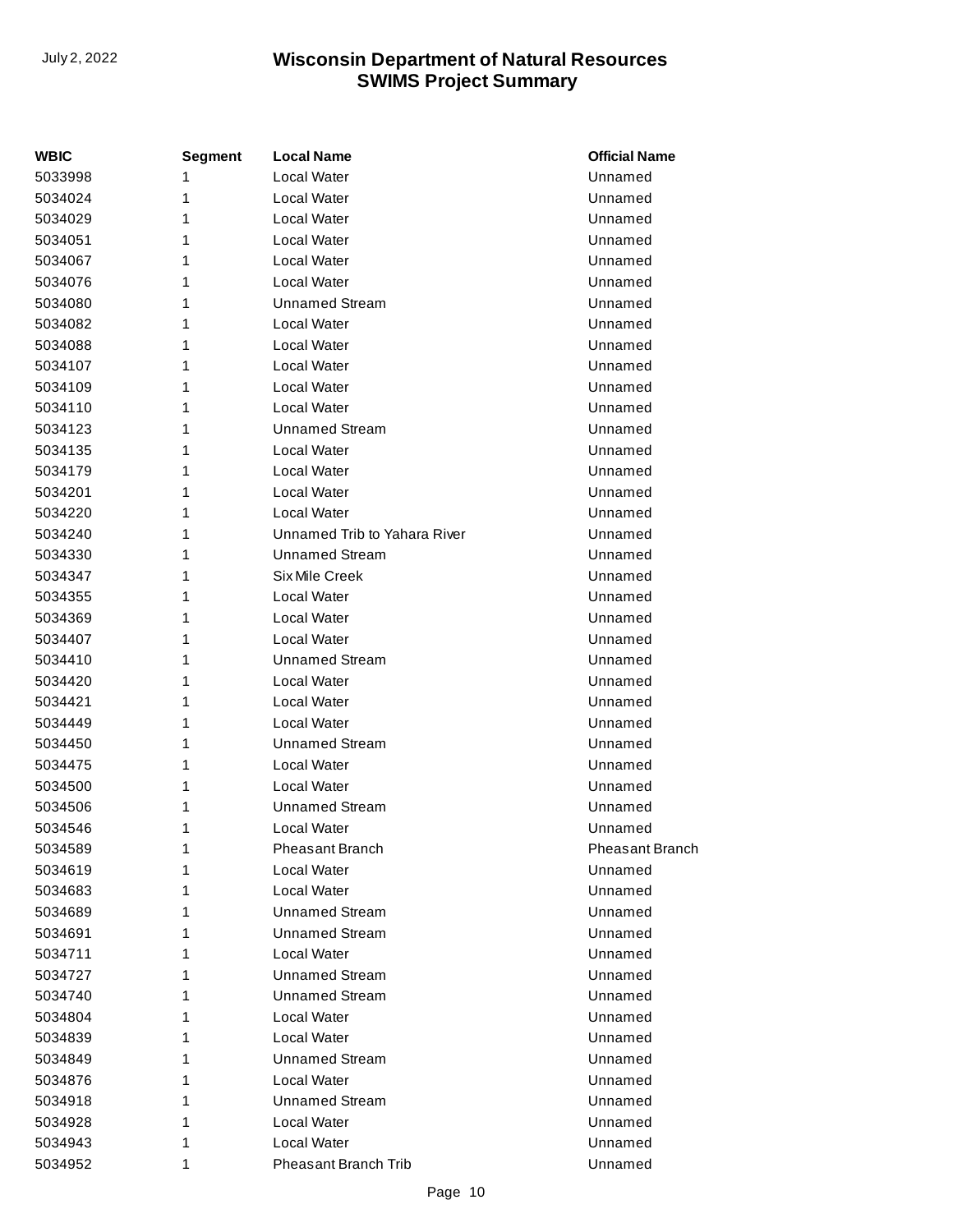| WBIC | Segment | Local Name | Official Name |
|---|---|---|---|
| 5033998 | 1 | Local Water | Unnamed |
| 5034024 | 1 | Local Water | Unnamed |
| 5034029 | 1 | Local Water | Unnamed |
| 5034051 | 1 | Local Water | Unnamed |
| 5034067 | 1 | Local Water | Unnamed |
| 5034076 | 1 | Local Water | Unnamed |
| 5034080 | 1 | Unnamed Stream | Unnamed |
| 5034082 | 1 | Local Water | Unnamed |
| 5034088 | 1 | Local Water | Unnamed |
| 5034107 | 1 | Local Water | Unnamed |
| 5034109 | 1 | Local Water | Unnamed |
| 5034110 | 1 | Local Water | Unnamed |
| 5034123 | 1 | Unnamed Stream | Unnamed |
| 5034135 | 1 | Local Water | Unnamed |
| 5034179 | 1 | Local Water | Unnamed |
| 5034201 | 1 | Local Water | Unnamed |
| 5034220 | 1 | Local Water | Unnamed |
| 5034240 | 1 | Unnamed Trib to Yahara River | Unnamed |
| 5034330 | 1 | Unnamed Stream | Unnamed |
| 5034347 | 1 | Six Mile Creek | Unnamed |
| 5034355 | 1 | Local Water | Unnamed |
| 5034369 | 1 | Local Water | Unnamed |
| 5034407 | 1 | Local Water | Unnamed |
| 5034410 | 1 | Unnamed Stream | Unnamed |
| 5034420 | 1 | Local Water | Unnamed |
| 5034421 | 1 | Local Water | Unnamed |
| 5034449 | 1 | Local Water | Unnamed |
| 5034450 | 1 | Unnamed Stream | Unnamed |
| 5034475 | 1 | Local Water | Unnamed |
| 5034500 | 1 | Local Water | Unnamed |
| 5034506 | 1 | Unnamed Stream | Unnamed |
| 5034546 | 1 | Local Water | Unnamed |
| 5034589 | 1 | Pheasant Branch | Pheasant Branch |
| 5034619 | 1 | Local Water | Unnamed |
| 5034683 | 1 | Local Water | Unnamed |
| 5034689 | 1 | Unnamed Stream | Unnamed |
| 5034691 | 1 | Unnamed Stream | Unnamed |
| 5034711 | 1 | Local Water | Unnamed |
| 5034727 | 1 | Unnamed Stream | Unnamed |
| 5034740 | 1 | Unnamed Stream | Unnamed |
| 5034804 | 1 | Local Water | Unnamed |
| 5034839 | 1 | Local Water | Unnamed |
| 5034849 | 1 | Unnamed Stream | Unnamed |
| 5034876 | 1 | Local Water | Unnamed |
| 5034918 | 1 | Unnamed Stream | Unnamed |
| 5034928 | 1 | Local Water | Unnamed |
| 5034943 | 1 | Local Water | Unnamed |
| 5034952 | 1 | Pheasant Branch Trib | Unnamed |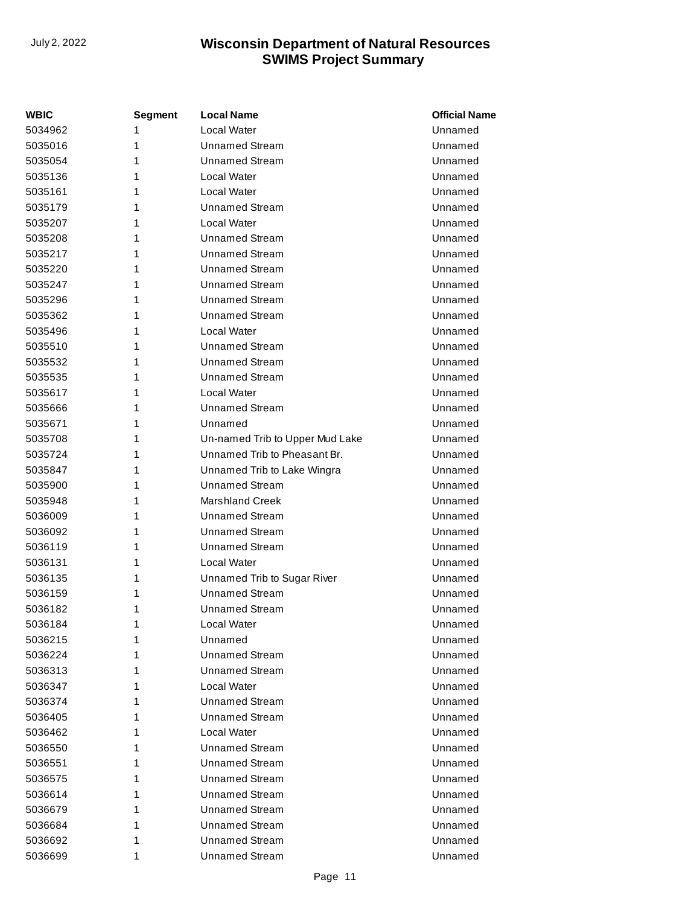| WBIC | Segment | Local Name | Official Name |
|---|---|---|---|
| 5034962 | 1 | Local Water | Unnamed |
| 5035016 | 1 | Unnamed Stream | Unnamed |
| 5035054 | 1 | Unnamed Stream | Unnamed |
| 5035136 | 1 | Local Water | Unnamed |
| 5035161 | 1 | Local Water | Unnamed |
| 5035179 | 1 | Unnamed Stream | Unnamed |
| 5035207 | 1 | Local Water | Unnamed |
| 5035208 | 1 | Unnamed Stream | Unnamed |
| 5035217 | 1 | Unnamed Stream | Unnamed |
| 5035220 | 1 | Unnamed Stream | Unnamed |
| 5035247 | 1 | Unnamed Stream | Unnamed |
| 5035296 | 1 | Unnamed Stream | Unnamed |
| 5035362 | 1 | Unnamed Stream | Unnamed |
| 5035496 | 1 | Local Water | Unnamed |
| 5035510 | 1 | Unnamed Stream | Unnamed |
| 5035532 | 1 | Unnamed Stream | Unnamed |
| 5035535 | 1 | Unnamed Stream | Unnamed |
| 5035617 | 1 | Local Water | Unnamed |
| 5035666 | 1 | Unnamed Stream | Unnamed |
| 5035671 | 1 | Unnamed | Unnamed |
| 5035708 | 1 | Un-named Trib to Upper Mud Lake | Unnamed |
| 5035724 | 1 | Unnamed Trib to Pheasant Br. | Unnamed |
| 5035847 | 1 | Unnamed Trib to Lake Wingra | Unnamed |
| 5035900 | 1 | Unnamed Stream | Unnamed |
| 5035948 | 1 | Marshland Creek | Unnamed |
| 5036009 | 1 | Unnamed Stream | Unnamed |
| 5036092 | 1 | Unnamed Stream | Unnamed |
| 5036119 | 1 | Unnamed Stream | Unnamed |
| 5036131 | 1 | Local Water | Unnamed |
| 5036135 | 1 | Unnamed Trib to Sugar River | Unnamed |
| 5036159 | 1 | Unnamed Stream | Unnamed |
| 5036182 | 1 | Unnamed Stream | Unnamed |
| 5036184 | 1 | Local Water | Unnamed |
| 5036215 | 1 | Unnamed | Unnamed |
| 5036224 | 1 | Unnamed Stream | Unnamed |
| 5036313 | 1 | Unnamed Stream | Unnamed |
| 5036347 | 1 | Local Water | Unnamed |
| 5036374 | 1 | Unnamed Stream | Unnamed |
| 5036405 | 1 | Unnamed Stream | Unnamed |
| 5036462 | 1 | Local Water | Unnamed |
| 5036550 | 1 | Unnamed Stream | Unnamed |
| 5036551 | 1 | Unnamed Stream | Unnamed |
| 5036575 | 1 | Unnamed Stream | Unnamed |
| 5036614 | 1 | Unnamed Stream | Unnamed |
| 5036679 | 1 | Unnamed Stream | Unnamed |
| 5036684 | 1 | Unnamed Stream | Unnamed |
| 5036692 | 1 | Unnamed Stream | Unnamed |
| 5036699 | 1 | Unnamed Stream | Unnamed |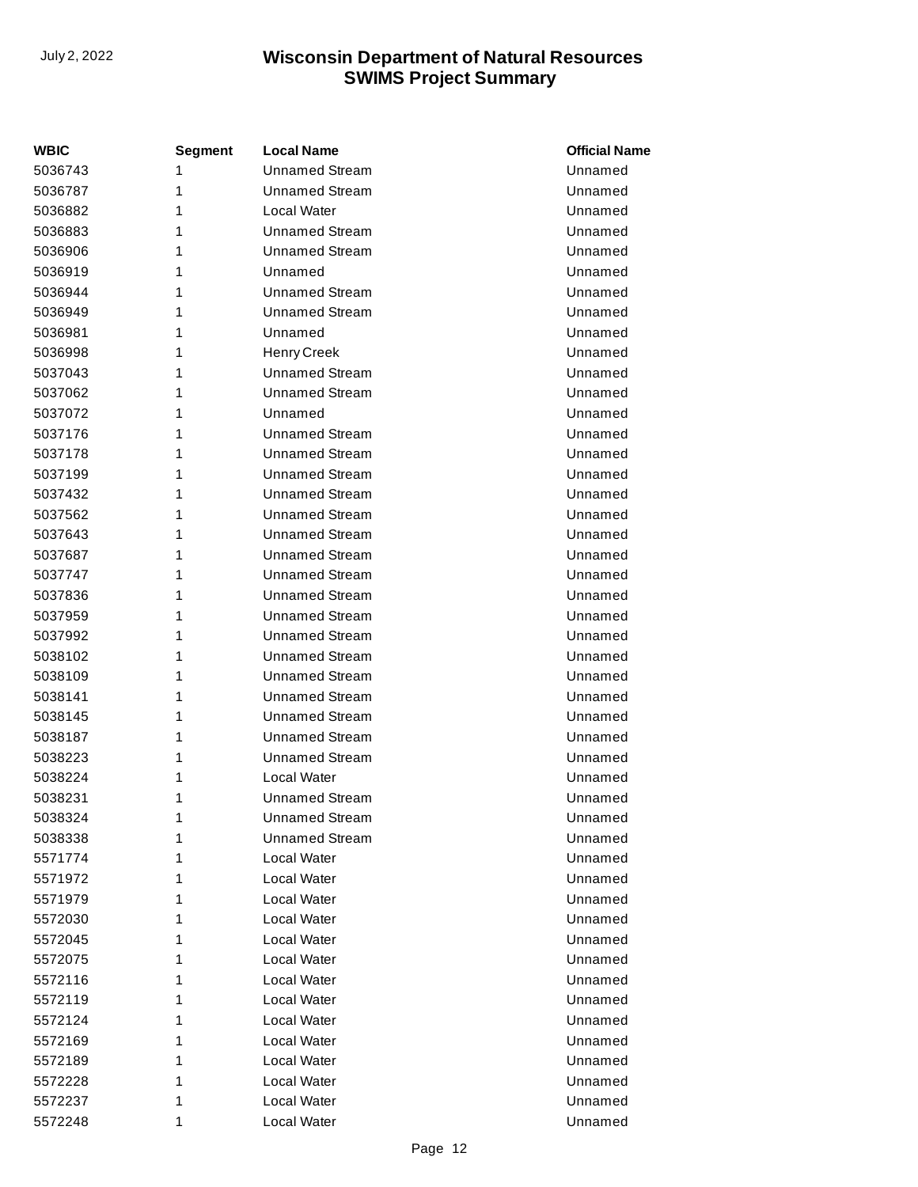| WBIC | Segment | Local Name | Official Name |
|---|---|---|---|
| 5036743 | 1 | Unnamed Stream | Unnamed |
| 5036787 | 1 | Unnamed Stream | Unnamed |
| 5036882 | 1 | Local Water | Unnamed |
| 5036883 | 1 | Unnamed Stream | Unnamed |
| 5036906 | 1 | Unnamed Stream | Unnamed |
| 5036919 | 1 | Unnamed | Unnamed |
| 5036944 | 1 | Unnamed Stream | Unnamed |
| 5036949 | 1 | Unnamed Stream | Unnamed |
| 5036981 | 1 | Unnamed | Unnamed |
| 5036998 | 1 | Henry Creek | Unnamed |
| 5037043 | 1 | Unnamed Stream | Unnamed |
| 5037062 | 1 | Unnamed Stream | Unnamed |
| 5037072 | 1 | Unnamed | Unnamed |
| 5037176 | 1 | Unnamed Stream | Unnamed |
| 5037178 | 1 | Unnamed Stream | Unnamed |
| 5037199 | 1 | Unnamed Stream | Unnamed |
| 5037432 | 1 | Unnamed Stream | Unnamed |
| 5037562 | 1 | Unnamed Stream | Unnamed |
| 5037643 | 1 | Unnamed Stream | Unnamed |
| 5037687 | 1 | Unnamed Stream | Unnamed |
| 5037747 | 1 | Unnamed Stream | Unnamed |
| 5037836 | 1 | Unnamed Stream | Unnamed |
| 5037959 | 1 | Unnamed Stream | Unnamed |
| 5037992 | 1 | Unnamed Stream | Unnamed |
| 5038102 | 1 | Unnamed Stream | Unnamed |
| 5038109 | 1 | Unnamed Stream | Unnamed |
| 5038141 | 1 | Unnamed Stream | Unnamed |
| 5038145 | 1 | Unnamed Stream | Unnamed |
| 5038187 | 1 | Unnamed Stream | Unnamed |
| 5038223 | 1 | Unnamed Stream | Unnamed |
| 5038224 | 1 | Local Water | Unnamed |
| 5038231 | 1 | Unnamed Stream | Unnamed |
| 5038324 | 1 | Unnamed Stream | Unnamed |
| 5038338 | 1 | Unnamed Stream | Unnamed |
| 5571774 | 1 | Local Water | Unnamed |
| 5571972 | 1 | Local Water | Unnamed |
| 5571979 | 1 | Local Water | Unnamed |
| 5572030 | 1 | Local Water | Unnamed |
| 5572045 | 1 | Local Water | Unnamed |
| 5572075 | 1 | Local Water | Unnamed |
| 5572116 | 1 | Local Water | Unnamed |
| 5572119 | 1 | Local Water | Unnamed |
| 5572124 | 1 | Local Water | Unnamed |
| 5572169 | 1 | Local Water | Unnamed |
| 5572189 | 1 | Local Water | Unnamed |
| 5572228 | 1 | Local Water | Unnamed |
| 5572237 | 1 | Local Water | Unnamed |
| 5572248 | 1 | Local Water | Unnamed |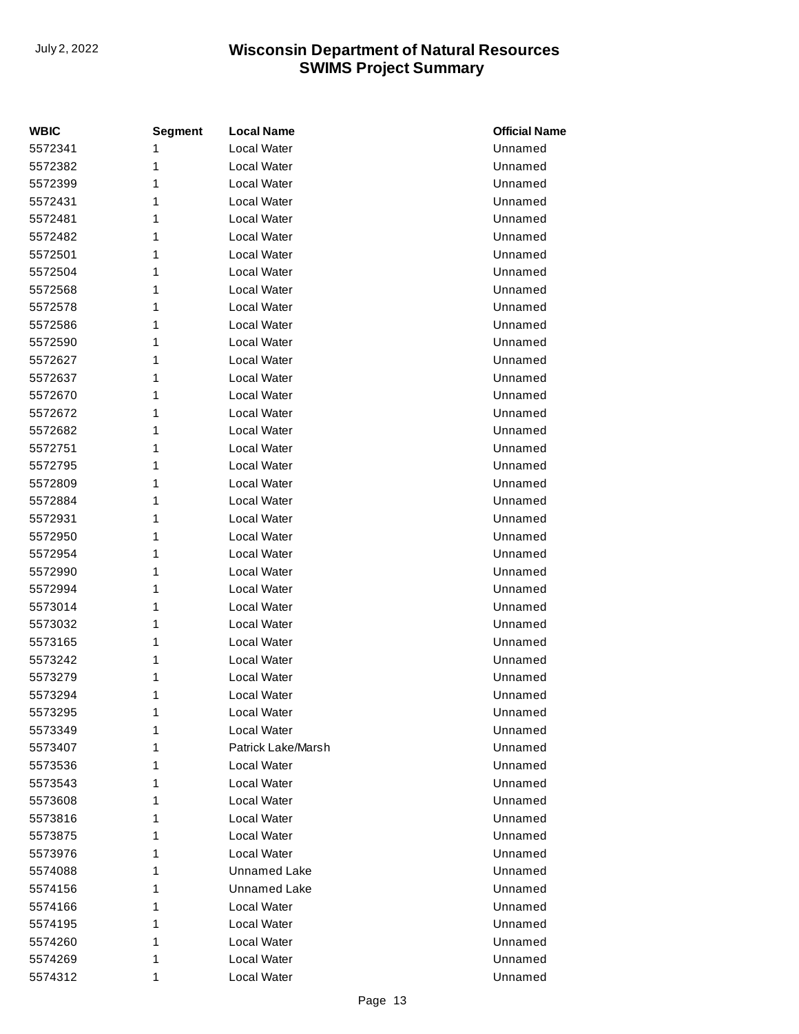| WBIC | Segment | Local Name | Official Name |
| --- | --- | --- | --- |
| 5572341 | 1 | Local Water | Unnamed |
| 5572382 | 1 | Local Water | Unnamed |
| 5572399 | 1 | Local Water | Unnamed |
| 5572431 | 1 | Local Water | Unnamed |
| 5572481 | 1 | Local Water | Unnamed |
| 5572482 | 1 | Local Water | Unnamed |
| 5572501 | 1 | Local Water | Unnamed |
| 5572504 | 1 | Local Water | Unnamed |
| 5572568 | 1 | Local Water | Unnamed |
| 5572578 | 1 | Local Water | Unnamed |
| 5572586 | 1 | Local Water | Unnamed |
| 5572590 | 1 | Local Water | Unnamed |
| 5572627 | 1 | Local Water | Unnamed |
| 5572637 | 1 | Local Water | Unnamed |
| 5572670 | 1 | Local Water | Unnamed |
| 5572672 | 1 | Local Water | Unnamed |
| 5572682 | 1 | Local Water | Unnamed |
| 5572751 | 1 | Local Water | Unnamed |
| 5572795 | 1 | Local Water | Unnamed |
| 5572809 | 1 | Local Water | Unnamed |
| 5572884 | 1 | Local Water | Unnamed |
| 5572931 | 1 | Local Water | Unnamed |
| 5572950 | 1 | Local Water | Unnamed |
| 5572954 | 1 | Local Water | Unnamed |
| 5572990 | 1 | Local Water | Unnamed |
| 5572994 | 1 | Local Water | Unnamed |
| 5573014 | 1 | Local Water | Unnamed |
| 5573032 | 1 | Local Water | Unnamed |
| 5573165 | 1 | Local Water | Unnamed |
| 5573242 | 1 | Local Water | Unnamed |
| 5573279 | 1 | Local Water | Unnamed |
| 5573294 | 1 | Local Water | Unnamed |
| 5573295 | 1 | Local Water | Unnamed |
| 5573349 | 1 | Local Water | Unnamed |
| 5573407 | 1 | Patrick Lake/Marsh | Unnamed |
| 5573536 | 1 | Local Water | Unnamed |
| 5573543 | 1 | Local Water | Unnamed |
| 5573608 | 1 | Local Water | Unnamed |
| 5573816 | 1 | Local Water | Unnamed |
| 5573875 | 1 | Local Water | Unnamed |
| 5573976 | 1 | Local Water | Unnamed |
| 5574088 | 1 | Unnamed Lake | Unnamed |
| 5574156 | 1 | Unnamed Lake | Unnamed |
| 5574166 | 1 | Local Water | Unnamed |
| 5574195 | 1 | Local Water | Unnamed |
| 5574260 | 1 | Local Water | Unnamed |
| 5574269 | 1 | Local Water | Unnamed |
| 5574312 | 1 | Local Water | Unnamed |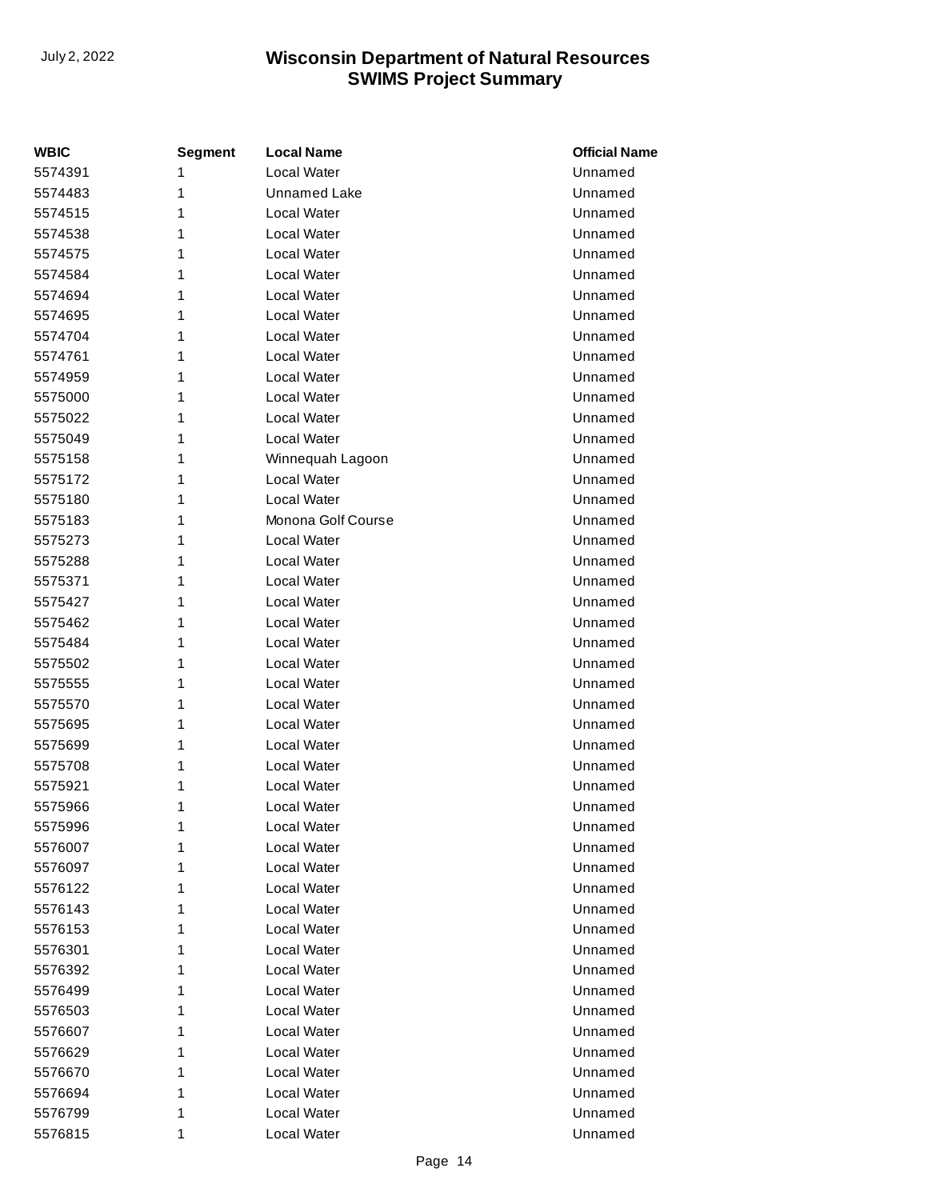| WBIC | Segment | Local Name | Official Name |
|---|---|---|---|
| 5574391 | 1 | Local Water | Unnamed |
| 5574483 | 1 | Unnamed Lake | Unnamed |
| 5574515 | 1 | Local Water | Unnamed |
| 5574538 | 1 | Local Water | Unnamed |
| 5574575 | 1 | Local Water | Unnamed |
| 5574584 | 1 | Local Water | Unnamed |
| 5574694 | 1 | Local Water | Unnamed |
| 5574695 | 1 | Local Water | Unnamed |
| 5574704 | 1 | Local Water | Unnamed |
| 5574761 | 1 | Local Water | Unnamed |
| 5574959 | 1 | Local Water | Unnamed |
| 5575000 | 1 | Local Water | Unnamed |
| 5575022 | 1 | Local Water | Unnamed |
| 5575049 | 1 | Local Water | Unnamed |
| 5575158 | 1 | Winnequah Lagoon | Unnamed |
| 5575172 | 1 | Local Water | Unnamed |
| 5575180 | 1 | Local Water | Unnamed |
| 5575183 | 1 | Monona Golf Course | Unnamed |
| 5575273 | 1 | Local Water | Unnamed |
| 5575288 | 1 | Local Water | Unnamed |
| 5575371 | 1 | Local Water | Unnamed |
| 5575427 | 1 | Local Water | Unnamed |
| 5575462 | 1 | Local Water | Unnamed |
| 5575484 | 1 | Local Water | Unnamed |
| 5575502 | 1 | Local Water | Unnamed |
| 5575555 | 1 | Local Water | Unnamed |
| 5575570 | 1 | Local Water | Unnamed |
| 5575695 | 1 | Local Water | Unnamed |
| 5575699 | 1 | Local Water | Unnamed |
| 5575708 | 1 | Local Water | Unnamed |
| 5575921 | 1 | Local Water | Unnamed |
| 5575966 | 1 | Local Water | Unnamed |
| 5575996 | 1 | Local Water | Unnamed |
| 5576007 | 1 | Local Water | Unnamed |
| 5576097 | 1 | Local Water | Unnamed |
| 5576122 | 1 | Local Water | Unnamed |
| 5576143 | 1 | Local Water | Unnamed |
| 5576153 | 1 | Local Water | Unnamed |
| 5576301 | 1 | Local Water | Unnamed |
| 5576392 | 1 | Local Water | Unnamed |
| 5576499 | 1 | Local Water | Unnamed |
| 5576503 | 1 | Local Water | Unnamed |
| 5576607 | 1 | Local Water | Unnamed |
| 5576629 | 1 | Local Water | Unnamed |
| 5576670 | 1 | Local Water | Unnamed |
| 5576694 | 1 | Local Water | Unnamed |
| 5576799 | 1 | Local Water | Unnamed |
| 5576815 | 1 | Local Water | Unnamed |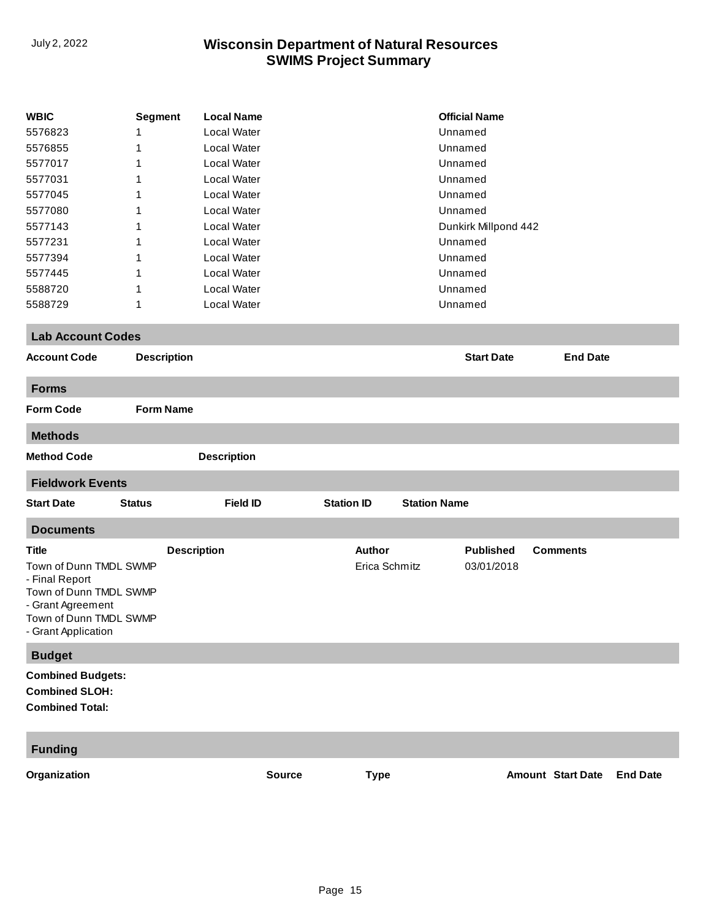| WBIC | Segment | Local Name | Official Name |
|---|---|---|---|
| 5576823 | 1 | Local Water | Unnamed |
| 5576855 | 1 | Local Water | Unnamed |
| 5577017 | 1 | Local Water | Unnamed |
| 5577031 | 1 | Local Water | Unnamed |
| 5577045 | 1 | Local Water | Unnamed |
| 5577080 | 1 | Local Water | Unnamed |
| 5577143 | 1 | Local Water | Dunkirk Millpond 442 |
| 5577231 | 1 | Local Water | Unnamed |
| 5577394 | 1 | Local Water | Unnamed |
| 5577445 | 1 | Local Water | Unnamed |
| 5588720 | 1 | Local Water | Unnamed |
| 5588729 | 1 | Local Water | Unnamed |

## Lab Account Codes

| Account Code | Description | Start Date | End Date |
|---|---|---|---|

## Forms

| Form Code | Form Name |
|---|---|

## Methods

| Method Code | Description |
|---|---|

## Fieldwork Events

| Start Date | Status | Field ID | Station ID | Station Name |
|---|---|---|---|---|

## Documents

| Title | Description | Author | Published | Comments |
|---|---|---|---|---|
| Town of Dunn TMDL SWMP - Final Report | | Erica Schmitz | 03/01/2018 | |
| Town of Dunn TMDL SWMP - Grant Agreement | | | | |
| Town of Dunn TMDL SWMP - Grant Application | | | | |

## Budget

**Combined Budgets:**

**Combined SLOH:**

**Combined Total:**

## Funding

| Organization | Source | Type | Amount | Start Date | End Date |
|---|---|---|---|---|---|